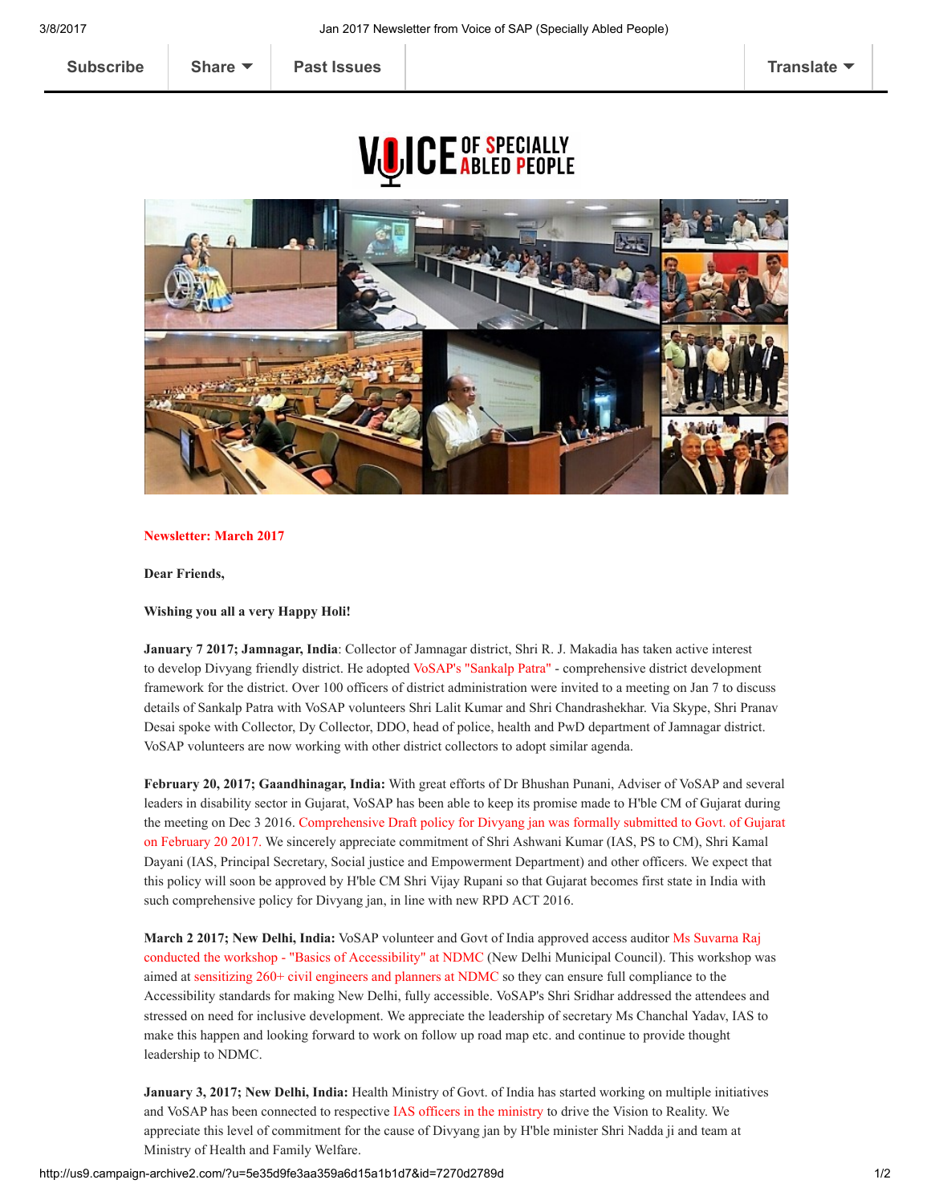Subscribe | Share | Past Issues | Translate

VOICE OF SPECIALLY ABLED PEOPLE

**Newsletter: March 2017**

**Dear Friends,**

**Wishing you all a very Happy Holi!**

**January 7 2017; Jamnagar, India**: Collector of Jamnagar district, Shri R. J. Makadia has taken active interest to develop Divyang friendly district. He adopted VoSAP's "Sankalp Patra" - comprehensive district development framework for the district. Over 100 officers of district administration were invited to a meeting on Jan 7 to discuss details of Sankalp Patra with VoSAP volunteers Shri Lalit Kumar and Shri Chandrashekhar. Via Skype, Shri Pranav Desai spoke with Collector, Dy Collector, DDO, head of police, health and PwD department of Jamnagar district. VoSAP volunteers are now working with other district collectors to adopt similar agenda.

**February 20, 2017; Gaandhinagar, India:** With great efforts of Dr Bhushan Punani, Adviser of VoSAP and several leaders in disability sector in Gujarat, VoSAP has been able to keep its promise made to H'ble CM of Gujarat during the meeting on Dec 3 2016. Comprehensive Draft policy for Divyang jan was formally submitted to Govt. of Gujarat on February 20 2017. We sincerely appreciate commitment of Shri Ashwani Kumar (IAS, PS to CM), Shri Kamal Dayani (IAS, Principal Secretary, Social justice and Empowerment Department) and other officers. We expect that this policy will soon be approved by H'ble CM Shri Vijay Rupani so that Gujarat becomes first state in India with such comprehensive policy for Divyang jan, in line with new RPD ACT 2016.

**March 2 2017; New Delhi, India:** VoSAP volunteer and Govt of India approved access auditor Ms Suvarna Raj conducted the workshop - "Basics of Accessibility" at NDMC (New Delhi Municipal Council). This workshop was aimed at sensitizing 260+ civil engineers and planners at NDMC so they can ensure full compliance to the Accessibility standards for making New Delhi, fully accessible. VoSAP's Shri Sridhar addressed the attendees and stressed on need for inclusive development. We appreciate the leadership of secretary Ms Chanchal Yadav, IAS to make this happen and looking forward to work on follow up road map etc. and continue to provide thought leadership to NDMC.

**January 3, 2017; New Delhi, India:** Health Ministry of Govt. of India has started working on multiple initiatives and VoSAP has been connected to respective IAS officers in the ministry to drive the Vision to Reality. We appreciate this level of commitment for the cause of Divyang jan by H'ble minister Shri Nadda ji and team at Ministry of Health and Family Welfare.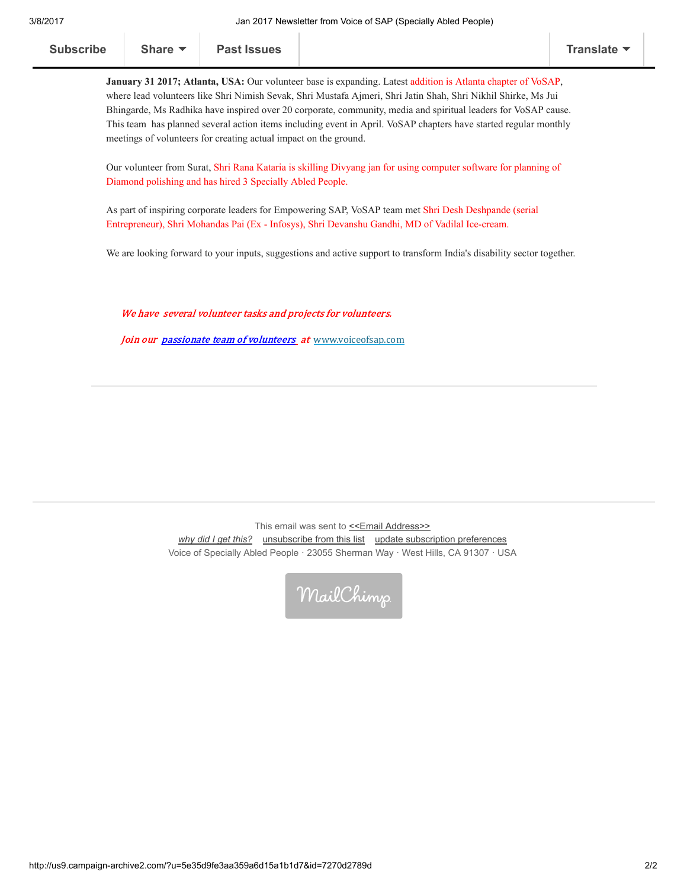Subscribe | Share | Past Issues | Translate

**January 31 2017; Atlanta, USA:** Our volunteer base is expanding. Latest addition is Atlanta chapter of VoSAP, where lead volunteers like Shri Nimish Sevak, Shri Mustafa Ajmeri, Shri Jatin Shah, Shri Nikhil Shirke, Ms Jui Bhingarde, Ms Radhika have inspired over 20 corporate, community, media and spiritual leaders for VoSAP cause. This team has planned several action items including event in April. VoSAP chapters have started regular monthly meetings of volunteers for creating actual impact on the ground.

Our volunteer from Surat, Shri Rana Kataria is skilling Divyang jan for using computer software for planning of Diamond polishing and has hired 3 Specially Abled People.

As part of inspiring corporate leaders for Empowering SAP, VoSAP team met Shri Desh Deshpande (serial Entrepreneur), Shri Mohandas Pai (Ex - Infosys), Shri Devanshu Gandhi, MD of Vadilal Ice-cream.

We are looking forward to your inputs, suggestions and active support to transform India's disability sector together.

*We have several volunteer tasks and projects for volunteers.*

*Join our passionate team of volunteers at* www.voiceofsap.com

This email was sent to <<Email Address>>

*why did I get this?* unsubscribe from this list update subscription preferences

Voice of Specially Abled People · 23055 Sherman Way · West Hills, CA 91307 · USA

MailChimp